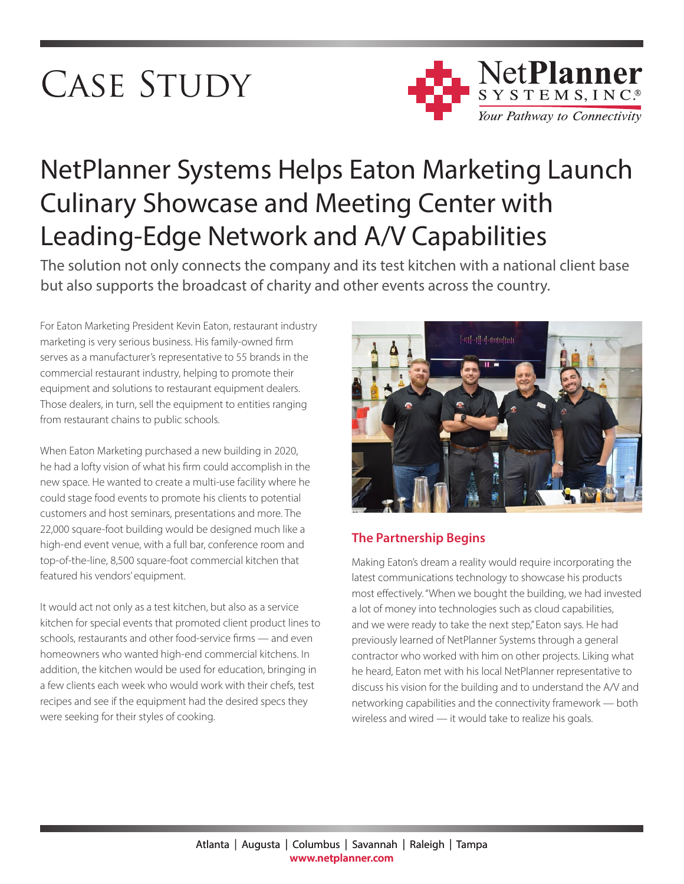# Case Study

**NetPlanner SYSTEMS, INC.®**
*Your Pathway to Connectivity*

# NetPlanner Systems Helps Eaton Marketing Launch Culinary Showcase and Meeting Center with Leading-Edge Network and A/V Capabilities

The solution not only connects the company and its test kitchen with a national client base but also supports the broadcast of charity and other events across the country.

For Eaton Marketing President Kevin Eaton, restaurant industry marketing is very serious business. His family-owned firm serves as a manufacturer's representative to 55 brands in the commercial restaurant industry, helping to promote their equipment and solutions to restaurant equipment dealers. Those dealers, in turn, sell the equipment to entities ranging from restaurant chains to public schools.

When Eaton Marketing purchased a new building in 2020, he had a lofty vision of what his firm could accomplish in the new space. He wanted to create a multi-use facility where he could stage food events to promote his clients to potential customers and host seminars, presentations and more. The 22,000 square-foot building would be designed much like a high-end event venue, with a full bar, conference room and top-of-the-line, 8,500 square-foot commercial kitchen that featured his vendors' equipment.

It would act not only as a test kitchen, but also as a service kitchen for special events that promoted client product lines to schools, restaurants and other food-service firms — and even homeowners who wanted high-end commercial kitchens. In addition, the kitchen would be used for education, bringing in a few clients each week who would work with their chefs, test recipes and see if the equipment had the desired specs they were seeking for their styles of cooking.

## The Partnership Begins

Making Eaton's dream a reality would require incorporating the latest communications technology to showcase his products most effectively. "When we bought the building, we had invested a lot of money into technologies such as cloud capabilities, and we were ready to take the next step," Eaton says. He had previously learned of NetPlanner Systems through a general contractor who worked with him on other projects. Liking what he heard, Eaton met with his local NetPlanner representative to discuss his vision for the building and to understand the A/V and networking capabilities and the connectivity framework — both wireless and wired — it would take to realize his goals.

Atlanta | Augusta | Columbus | Savannah | Raleigh | Tampa
www.netplanner.com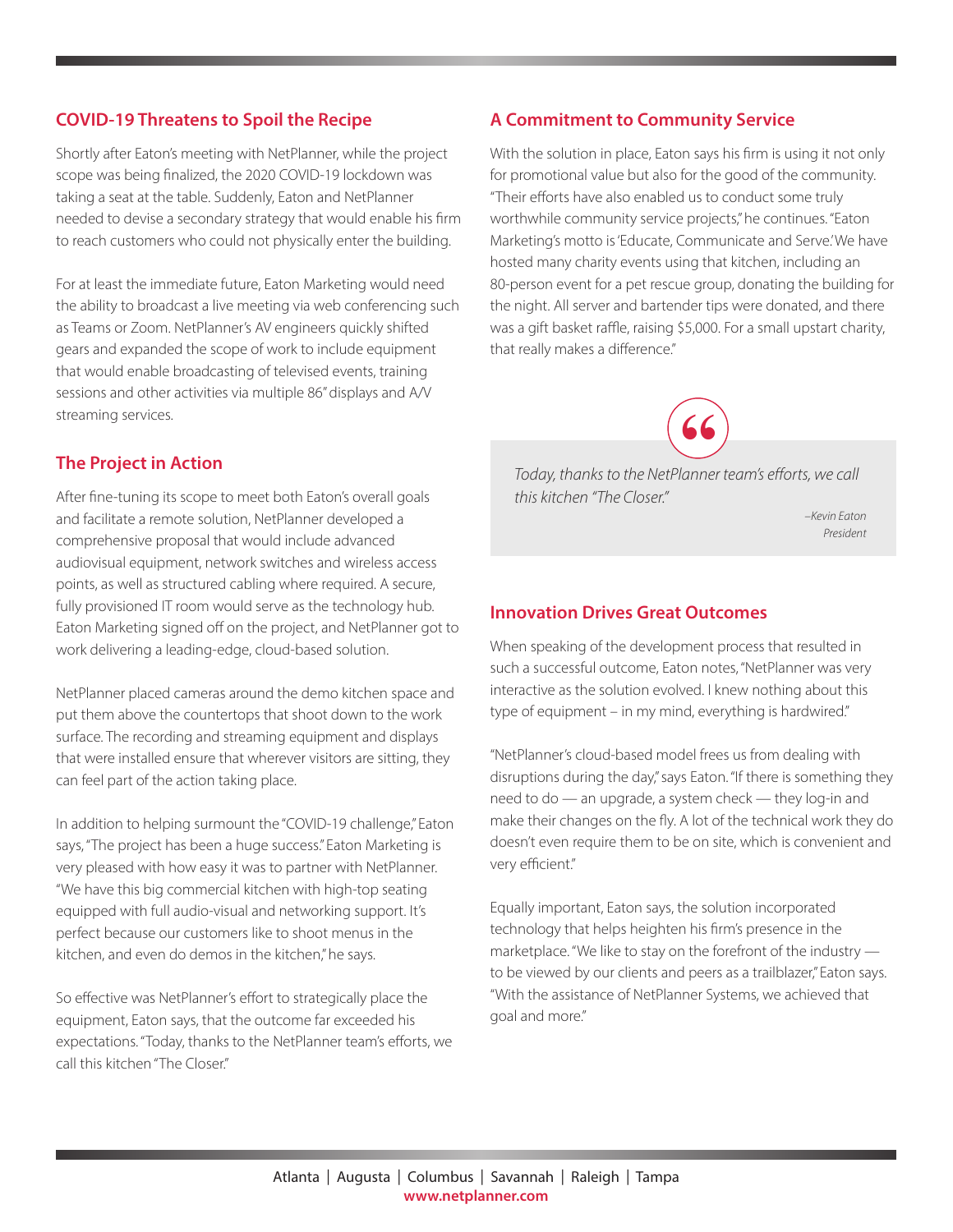## COVID-19 Threatens to Spoil the Recipe

Shortly after Eaton's meeting with NetPlanner, while the project scope was being finalized, the 2020 COVID-19 lockdown was taking a seat at the table. Suddenly, Eaton and NetPlanner needed to devise a secondary strategy that would enable his firm to reach customers who could not physically enter the building.

For at least the immediate future, Eaton Marketing would need the ability to broadcast a live meeting via web conferencing such as Teams or Zoom. NetPlanner's AV engineers quickly shifted gears and expanded the scope of work to include equipment that would enable broadcasting of televised events, training sessions and other activities via multiple 86" displays and A/V streaming services.

## The Project in Action

After fine-tuning its scope to meet both Eaton's overall goals and facilitate a remote solution, NetPlanner developed a comprehensive proposal that would include advanced audiovisual equipment, network switches and wireless access points, as well as structured cabling where required. A secure, fully provisioned IT room would serve as the technology hub. Eaton Marketing signed off on the project, and NetPlanner got to work delivering a leading-edge, cloud-based solution.

NetPlanner placed cameras around the demo kitchen space and put them above the countertops that shoot down to the work surface. The recording and streaming equipment and displays that were installed ensure that wherever visitors are sitting, they can feel part of the action taking place.

In addition to helping surmount the "COVID-19 challenge," Eaton says, "The project has been a huge success." Eaton Marketing is very pleased with how easy it was to partner with NetPlanner. "We have this big commercial kitchen with high-top seating equipped with full audio-visual and networking support. It's perfect because our customers like to shoot menus in the kitchen, and even do demos in the kitchen," he says.

So effective was NetPlanner's effort to strategically place the equipment, Eaton says, that the outcome far exceeded his expectations. "Today, thanks to the NetPlanner team's efforts, we call this kitchen "The Closer."

## A Commitment to Community Service

With the solution in place, Eaton says his firm is using it not only for promotional value but also for the good of the community. "Their efforts have also enabled us to conduct some truly worthwhile community service projects," he continues. "Eaton Marketing's motto is 'Educate, Communicate and Serve.' We have hosted many charity events using that kitchen, including an 80-person event for a pet rescue group, donating the building for the night. All server and bartender tips were donated, and there was a gift basket raffle, raising $5,000. For a small upstart charity, that really makes a difference."

> *Today, thanks to the NetPlanner team's efforts, we call this kitchen "The Closer."*
>
> *–Kevin Eaton*
> *President*

## Innovation Drives Great Outcomes

When speaking of the development process that resulted in such a successful outcome, Eaton notes, "NetPlanner was very interactive as the solution evolved. I knew nothing about this type of equipment – in my mind, everything is hardwired."

"NetPlanner's cloud-based model frees us from dealing with disruptions during the day," says Eaton. "If there is something they need to do — an upgrade, a system check — they log-in and make their changes on the fly. A lot of the technical work they do doesn't even require them to be on site, which is convenient and very efficient."

Equally important, Eaton says, the solution incorporated technology that helps heighten his firm's presence in the marketplace. "We like to stay on the forefront of the industry — to be viewed by our clients and peers as a trailblazer," Eaton says. "With the assistance of NetPlanner Systems, we achieved that goal and more."

Atlanta | Augusta | Columbus | Savannah | Raleigh | Tampa
**www.netplanner.com**